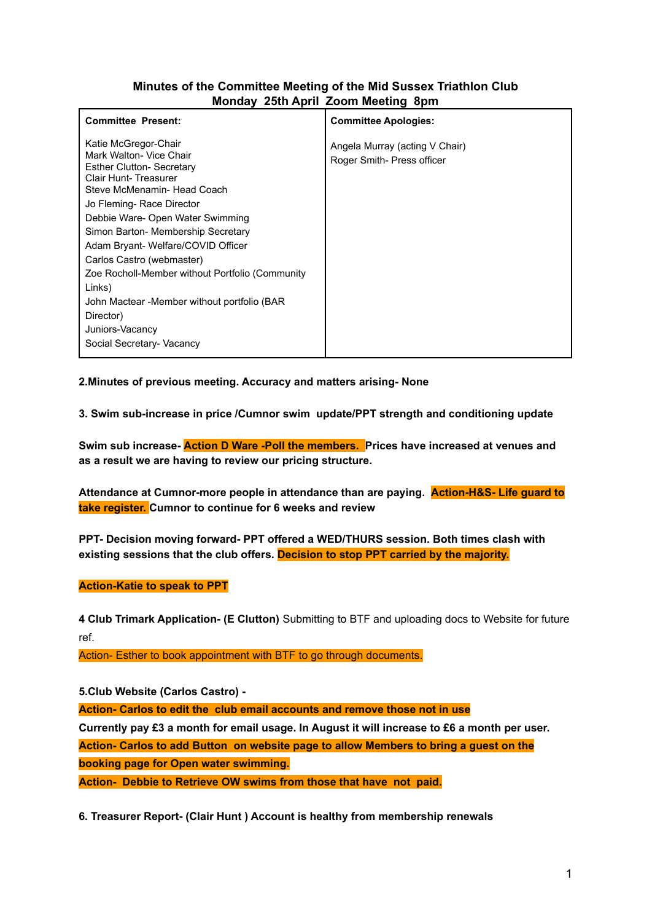**Minutes of the Committee Meeting of the Mid Sussex Triathlon Club**
**Monday 25th April Zoom Meeting 8pm**

| **Committee Present:** | **Committee Apologies:** |
| --- | --- |
| Katie McGregor-Chair<br>Mark Walton- Vice Chair<br>Esther Clutton- Secretary<br>Clair Hunt- Treasurer<br>Steve McMenamin- Head Coach<br>Jo Fleming- Race Director<br>Debbie Ware- Open Water Swimming<br>Simon Barton- Membership Secretary<br>Adam Bryant- Welfare/COVID Officer<br>Carlos Castro (webmaster)<br>Zoe Rocholl-Member without Portfolio (Community Links)<br>John Mactear -Member without portfolio (BAR Director)<br>Juniors-Vacancy<br>Social Secretary- Vacancy | Angela Murray (acting V Chair)<br>Roger Smith- Press officer |

**2.Minutes of previous meeting. Accuracy and matters arising- None**

**3. Swim sub-increase in price /Cumnor swim update/PPT strength and conditioning update**

**Swim sub increase- Action D Ware -Poll the members. Prices have increased at venues and as a result we are having to review our pricing structure.**

**Attendance at Cumnor-more people in attendance than are paying. Action-H&S- Life guard to take register. Cumnor to continue for 6 weeks and review**

**PPT- Decision moving forward- PPT offered a WED/THURS session. Both times clash with existing sessions that the club offers. Decision to stop PPT carried by the majority.**

**Action-Katie to speak to PPT**

**4 Club Trimark Application- (E Clutton)** Submitting to BTF and uploading docs to Website for future ref.

Action- Esther to book appointment with BTF to go through documents.

**5.Club Website (Carlos Castro) -**

**Action- Carlos to edit the club email accounts and remove those not in use**

**Currently pay £3 a month for email usage. In August it will increase to £6 a month per user.**

**Action- Carlos to add Button on website page to allow Members to bring a guest on the booking page for Open water swimming.**

**Action- Debbie to Retrieve OW swims from those that have not paid.**

**6. Treasurer Report- (Clair Hunt ) Account is healthy from membership renewals**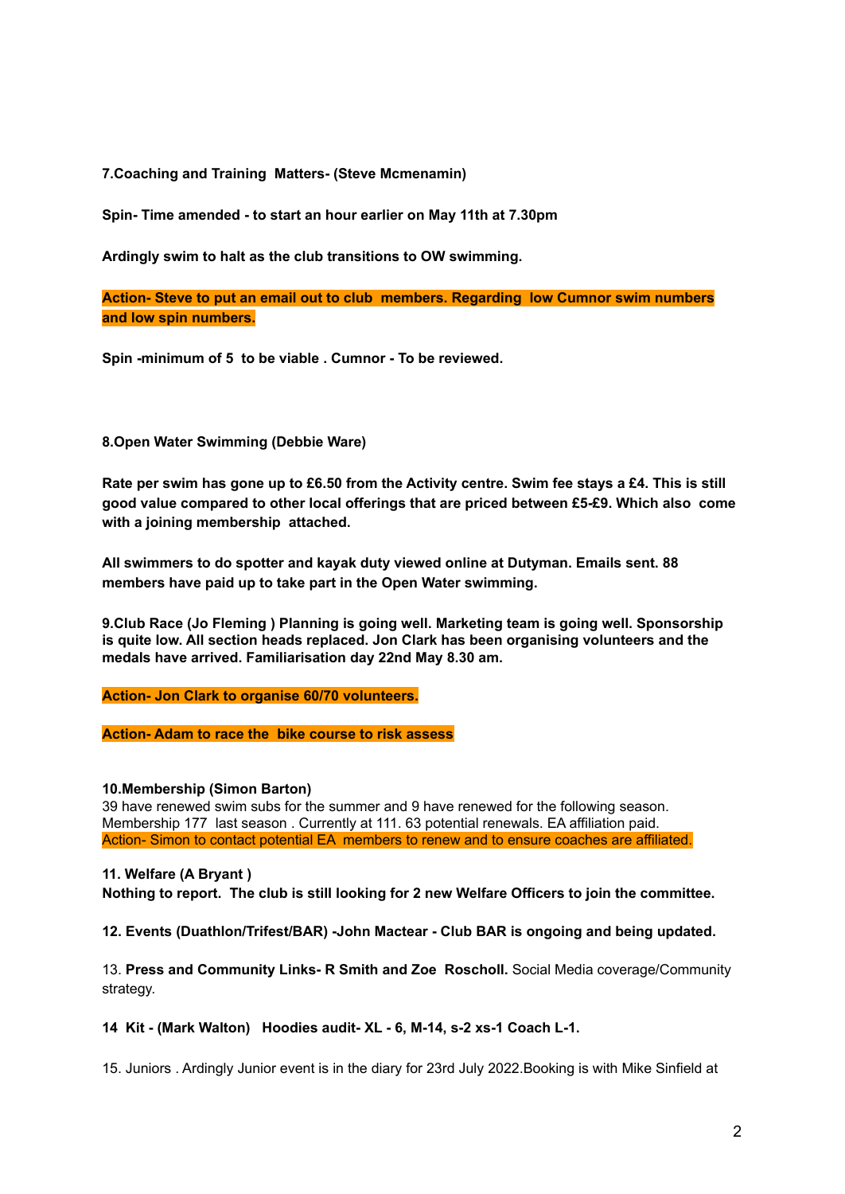**7.Coaching and Training  Matters- (Steve Mcmenamin)**

**Spin- Time amended - to start an hour earlier on May 11th at 7.30pm**

**Ardingly swim to halt as the club transitions to OW swimming.**

**Action- Steve to put an email out to club  members. Regarding  low Cumnor swim numbers and low spin numbers.**

**Spin -minimum of 5  to be viable . Cumnor - To be reviewed.**

**8.Open Water Swimming (Debbie Ware)**

**Rate per swim has gone up to £6.50 from the Activity centre. Swim fee stays a £4. This is still good value compared to other local offerings that are priced between £5-£9. Which also  come with a joining membership  attached.**

**All swimmers to do spotter and kayak duty viewed online at Dutyman. Emails sent. 88 members have paid up to take part in the Open Water swimming.**

**9.Club Race (Jo Fleming ) Planning is going well. Marketing team is going well. Sponsorship is quite low. All section heads replaced. Jon Clark has been organising volunteers and the medals have arrived. Familiarisation day 22nd May 8.30 am.**

**Action- Jon Clark to organise 60/70 volunteers.**

**Action- Adam to race the  bike course to risk assess**

**10.Membership (Simon Barton)**
39 have renewed swim subs for the summer and 9 have renewed for the following season. Membership 177  last season . Currently at 111. 63 potential renewals. EA affiliation paid.
Action- Simon to contact potential EA  members to renew and to ensure coaches are affiliated.

**11. Welfare (A Bryant )**
**Nothing to report.  The club is still looking for 2 new Welfare Officers to join the committee.**

**12. Events (Duathlon/Trifest/BAR) -John Mactear - Club BAR is ongoing and being updated.**

13. **Press and Community Links- R Smith and Zoe  Roscholl.** Social Media coverage/Community strategy.

**14  Kit - (Mark Walton)   Hoodies audit- XL - 6, M-14, s-2 xs-1 Coach L-1.**

15. Juniors . Ardingly Junior event is in the diary for 23rd July 2022.Booking is with Mike Sinfield at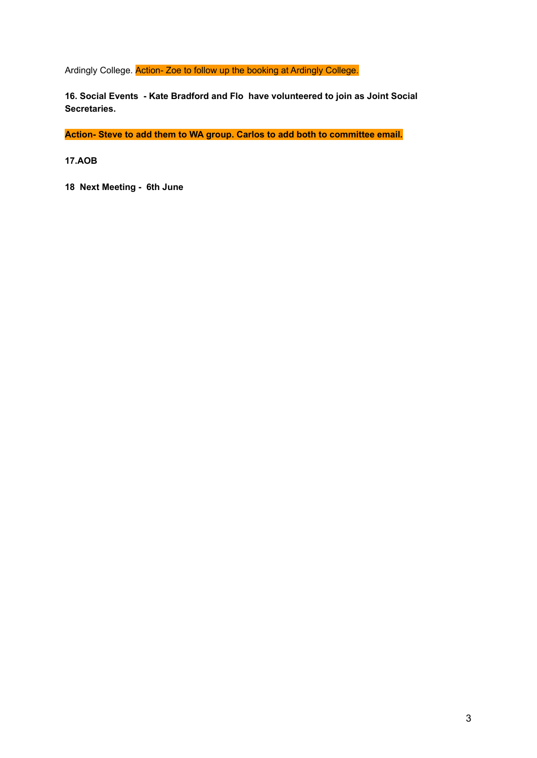Ardingly College. Action- Zoe to follow up the booking at Ardingly College.

**16. Social Events - Kate Bradford and Flo have volunteered to join as Joint Social Secretaries.**

**Action- Steve to add them to WA group. Carlos to add both to committee email.**

**17.AOB**

**18 Next Meeting - 6th June**